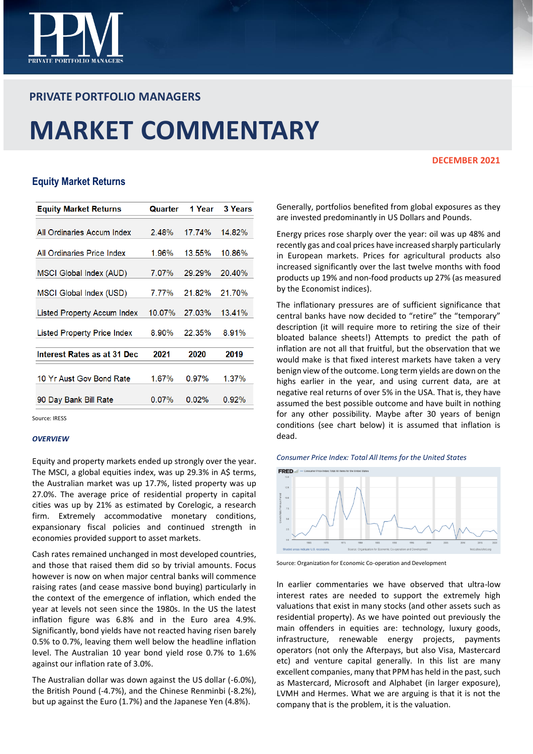# PRIVATE PORTFOLIO MANAGERS

# MARKET COMMENTARY

DECEMBER 2021

## Equity Market Returns

| Equity Market Returns | Quarter | 1 Year | 3 Years |
|---|---|---|---|
| All Ordinaries Accum Index | 2.48% | 17.74% | 14.82% |
| All Ordinaries Price Index | 1.96% | 13.55% | 10.86% |
| MSCI Global Index (AUD) | 7.07% | 29.29% | 20.40% |
| MSCI Global Index (USD) | 7.77% | 21.82% | 21.70% |
| Listed Property Accum Index | 10.07% | 27.03% | 13.41% |
| Listed Property Price Index | 8.90% | 22.35% | 8.91% |
| **Interest Rates as at 31 Dec** | **2021** | **2020** | **2019** |
| 10 Yr Aust Gov Bond Rate | 1.67% | 0.97% | 1.37% |
| 90 Day Bank Bill Rate | 0.07% | 0.02% | 0.92% |

Source: IRESS

### *OVERVIEW*

Equity and property markets ended up strongly over the year. The MSCI, a global equities index, was up 29.3% in A$ terms, the Australian market was up 17.7%, listed property was up 27.0%. The average price of residential property in capital cities was up by 21% as estimated by Corelogic, a research firm. Extremely accommodative monetary conditions, expansionary fiscal policies and continued strength in economies provided support to asset markets.

Cash rates remained unchanged in most developed countries, and those that raised them did so by trivial amounts. Focus however is now on when major central banks will commence raising rates (and cease massive bond buying) particularly in the context of the emergence of inflation, which ended the year at levels not seen since the 1980s. In the US the latest inflation figure was 6.8% and in the Euro area 4.9%. Significantly, bond yields have not reacted having risen barely 0.5% to 0.7%, leaving them well below the headline inflation level. The Australian 10 year bond yield rose 0.7% to 1.6% against our inflation rate of 3.0%.

The Australian dollar was down against the US dollar (-6.0%), the British Pound (-4.7%), and the Chinese Renminbi (-8.2%), but up against the Euro (1.7%) and the Japanese Yen (4.8%).

Generally, portfolios benefited from global exposures as they are invested predominantly in US Dollars and Pounds.

Energy prices rose sharply over the year: oil was up 48% and recently gas and coal prices have increased sharply particularly in European markets. Prices for agricultural products also increased significantly over the last twelve months with food products up 19% and non-food products up 27% (as measured by the Economist indices).

The inflationary pressures are of sufficient significance that central banks have now decided to “retire” the “temporary” description (it will require more to retiring the size of their bloated balance sheets!) Attempts to predict the path of inflation are not all that fruitful, but the observation that we would make is that fixed interest markets have taken a very benign view of the outcome. Long term yields are down on the highs earlier in the year, and using current data, are at negative real returns of over 5% in the USA. That is, they have assumed the best possible outcome and have built in nothing for any other possibility. Maybe after 30 years of benign conditions (see chart below) it is assumed that inflation is dead.

*Consumer Price Index: Total All Items for the United States*

Source: Organization for Economic Co-operation and Development

In earlier commentaries we have observed that ultra-low interest rates are needed to support the extremely high valuations that exist in many stocks (and other assets such as residential property). As we have pointed out previously the main offenders in equities are: technology, luxury goods, infrastructure, renewable energy projects, payments operators (not only the Afterpays, but also Visa, Mastercard etc) and venture capital generally. In this list are many excellent companies, many that PPM has held in the past, such as Mastercard, Microsoft and Alphabet (in larger exposure), LVMH and Hermes. What we are arguing is that it is not the company that is the problem, it is the valuation.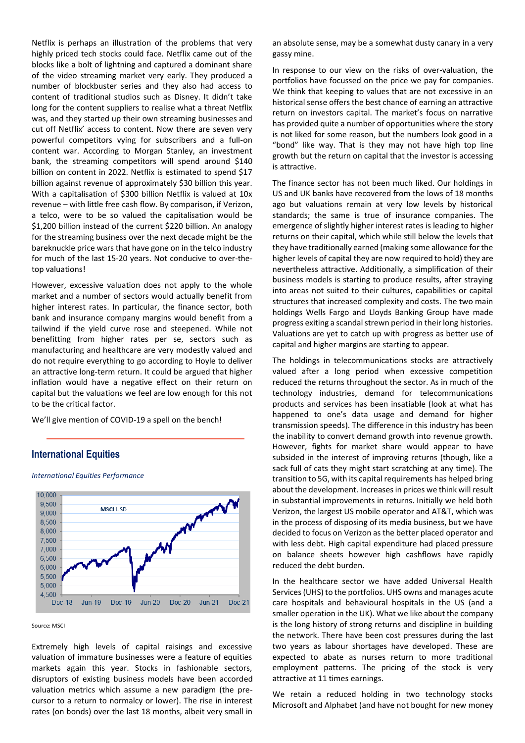Netflix is perhaps an illustration of the problems that very highly priced tech stocks could face. Netflix came out of the blocks like a bolt of lightning and captured a dominant share of the video streaming market very early. They produced a number of blockbuster series and they also had access to content of traditional studios such as Disney. It didn't take long for the content suppliers to realise what a threat Netflix was, and they started up their own streaming businesses and cut off Netflix' access to content. Now there are seven very powerful competitors vying for subscribers and a full-on content war. According to Morgan Stanley, an investment bank, the streaming competitors will spend around $140 billion on content in 2022. Netflix is estimated to spend $17 billion against revenue of approximately $30 billion this year. With a capitalisation of $300 billion Netflix is valued at 10x revenue – with little free cash flow. By comparison, if Verizon, a telco, were to be so valued the capitalisation would be $1,200 billion instead of the current $220 billion. An analogy for the streaming business over the next decade might be the bareknuckle price wars that have gone on in the telco industry for much of the last 15-20 years. Not conducive to over-the-top valuations!

However, excessive valuation does not apply to the whole market and a number of sectors would actually benefit from higher interest rates. In particular, the finance sector, both bank and insurance company margins would benefit from a tailwind if the yield curve rose and steepened. While not benefitting from higher rates per se, sectors such as manufacturing and healthcare are very modestly valued and do not require everything to go according to Hoyle to deliver an attractive long-term return. It could be argued that higher inflation would have a negative effect on their return on capital but the valuations we feel are low enough for this not to be the critical factor.

We'll give mention of COVID-19 a spell on the bench!

## International Equities

*International Equities Performance*

Source: MSCI

Extremely high levels of capital raisings and excessive valuation of immature businesses were a feature of equities markets again this year. Stocks in fashionable sectors, disruptors of existing business models have been accorded valuation metrics which assume a new paradigm (the pre-cursor to a return to normalcy or lower). The rise in interest rates (on bonds) over the last 18 months, albeit very small in an absolute sense, may be a somewhat dusty canary in a very gassy mine.

In response to our view on the risks of over-valuation, the portfolios have focussed on the price we pay for companies. We think that keeping to values that are not excessive in an historical sense offers the best chance of earning an attractive return on investors capital. The market's focus on narrative has provided quite a number of opportunities where the story is not liked for some reason, but the numbers look good in a "bond" like way. That is they may not have high top line growth but the return on capital that the investor is accessing is attractive.

The finance sector has not been much liked. Our holdings in US and UK banks have recovered from the lows of 18 months ago but valuations remain at very low levels by historical standards; the same is true of insurance companies. The emergence of slightly higher interest rates is leading to higher returns on their capital, which while still below the levels that they have traditionally earned (making some allowance for the higher levels of capital they are now required to hold) they are nevertheless attractive. Additionally, a simplification of their business models is starting to produce results, after straying into areas not suited to their cultures, capabilities or capital structures that increased complexity and costs. The two main holdings Wells Fargo and Lloyds Banking Group have made progress exiting a scandal strewn period in their long histories. Valuations are yet to catch up with progress as better use of capital and higher margins are starting to appear.

The holdings in telecommunications stocks are attractively valued after a long period when excessive competition reduced the returns throughout the sector. As in much of the technology industries, demand for telecommunications products and services has been insatiable (look at what has happened to one's data usage and demand for higher transmission speeds). The difference in this industry has been the inability to convert demand growth into revenue growth. However, fights for market share would appear to have subsided in the interest of improving returns (though, like a sack full of cats they might start scratching at any time). The transition to 5G, with its capital requirements has helped bring about the development. Increases in prices we think will result in substantial improvements in returns. Initially we held both Verizon, the largest US mobile operator and AT&T, which was in the process of disposing of its media business, but we have decided to focus on Verizon as the better placed operator and with less debt. High capital expenditure had placed pressure on balance sheets however high cashflows have rapidly reduced the debt burden.

In the healthcare sector we have added Universal Health Services (UHS) to the portfolios. UHS owns and manages acute care hospitals and behavioural hospitals in the US (and a smaller operation in the UK). What we like about the company is the long history of strong returns and discipline in building the network. There have been cost pressures during the last two years as labour shortages have developed. These are expected to abate as nurses return to more traditional employment patterns. The pricing of the stock is very attractive at 11 times earnings.

We retain a reduced holding in two technology stocks Microsoft and Alphabet (and have not bought for new money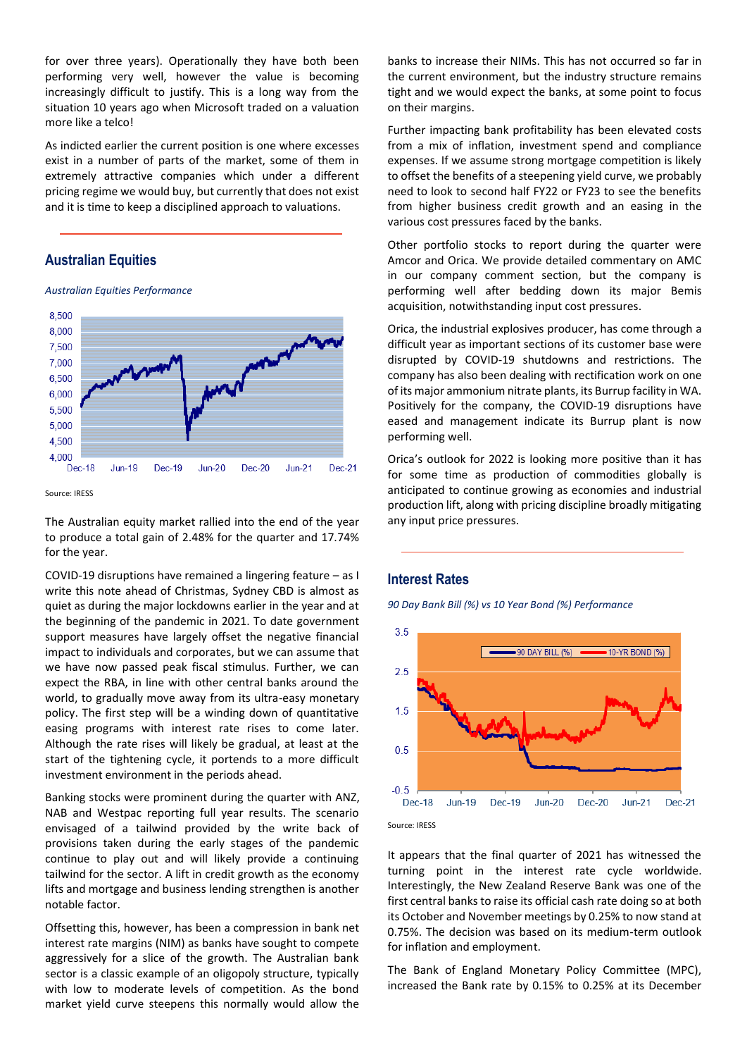for over three years). Operationally they have both been performing very well, however the value is becoming increasingly difficult to justify. This is a long way from the situation 10 years ago when Microsoft traded on a valuation more like a telco!

As indicted earlier the current position is one where excesses exist in a number of parts of the market, some of them in extremely attractive companies which under a different pricing regime we would buy, but currently that does not exist and it is time to keep a disciplined approach to valuations.

## Australian Equities

*Australian Equities Performance*

Source: IRESS

The Australian equity market rallied into the end of the year to produce a total gain of 2.48% for the quarter and 17.74% for the year.

COVID-19 disruptions have remained a lingering feature – as I write this note ahead of Christmas, Sydney CBD is almost as quiet as during the major lockdowns earlier in the year and at the beginning of the pandemic in 2021. To date government support measures have largely offset the negative financial impact to individuals and corporates, but we can assume that we have now passed peak fiscal stimulus. Further, we can expect the RBA, in line with other central banks around the world, to gradually move away from its ultra-easy monetary policy. The first step will be a winding down of quantitative easing programs with interest rate rises to come later. Although the rate rises will likely be gradual, at least at the start of the tightening cycle, it portends to a more difficult investment environment in the periods ahead.

Banking stocks were prominent during the quarter with ANZ, NAB and Westpac reporting full year results. The scenario envisaged of a tailwind provided by the write back of provisions taken during the early stages of the pandemic continue to play out and will likely provide a continuing tailwind for the sector. A lift in credit growth as the economy lifts and mortgage and business lending strengthen is another notable factor.

Offsetting this, however, has been a compression in bank net interest rate margins (NIM) as banks have sought to compete aggressively for a slice of the growth. The Australian bank sector is a classic example of an oligopoly structure, typically with low to moderate levels of competition. As the bond market yield curve steepens this normally would allow the banks to increase their NIMs. This has not occurred so far in the current environment, but the industry structure remains tight and we would expect the banks, at some point to focus on their margins.

Further impacting bank profitability has been elevated costs from a mix of inflation, investment spend and compliance expenses. If we assume strong mortgage competition is likely to offset the benefits of a steepening yield curve, we probably need to look to second half FY22 or FY23 to see the benefits from higher business credit growth and an easing in the various cost pressures faced by the banks.

Other portfolio stocks to report during the quarter were Amcor and Orica. We provide detailed commentary on AMC in our company comment section, but the company is performing well after bedding down its major Bemis acquisition, notwithstanding input cost pressures.

Orica, the industrial explosives producer, has come through a difficult year as important sections of its customer base were disrupted by COVID-19 shutdowns and restrictions. The company has also been dealing with rectification work on one of its major ammonium nitrate plants, its Burrup facility in WA. Positively for the company, the COVID-19 disruptions have eased and management indicate its Burrup plant is now performing well.

Orica's outlook for 2022 is looking more positive than it has for some time as production of commodities globally is anticipated to continue growing as economies and industrial production lift, along with pricing discipline broadly mitigating any input price pressures.

## Interest Rates

*90 Day Bank Bill (%) vs 10 Year Bond (%) Performance*

Source: IRESS

It appears that the final quarter of 2021 has witnessed the turning point in the interest rate cycle worldwide. Interestingly, the New Zealand Reserve Bank was one of the first central banks to raise its official cash rate doing so at both its October and November meetings by 0.25% to now stand at 0.75%. The decision was based on its medium-term outlook for inflation and employment.

The Bank of England Monetary Policy Committee (MPC), increased the Bank rate by 0.15% to 0.25% at its December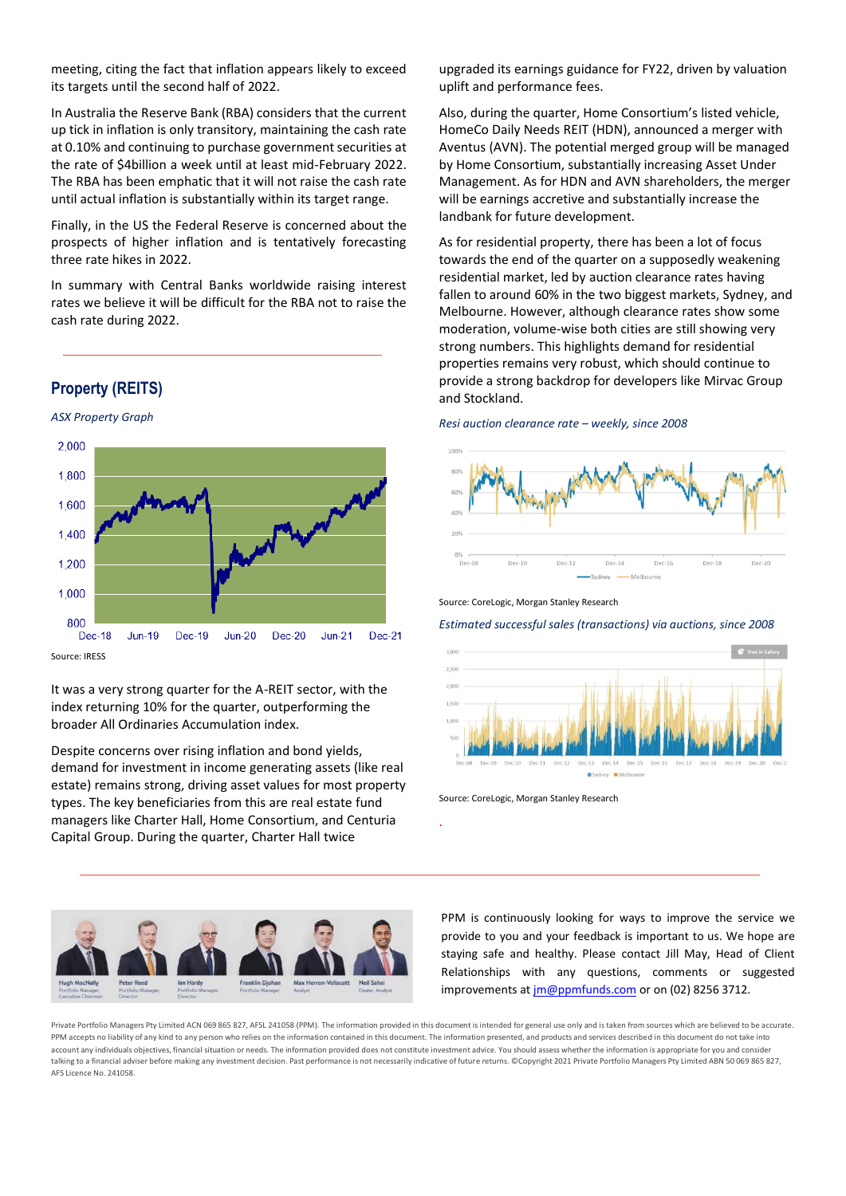meeting, citing the fact that inflation appears likely to exceed its targets until the second half of 2022.

In Australia the Reserve Bank (RBA) considers that the current up tick in inflation is only transitory, maintaining the cash rate at 0.10% and continuing to purchase government securities at the rate of $4billion a week until at least mid-February 2022. The RBA has been emphatic that it will not raise the cash rate until actual inflation is substantially within its target range.

Finally, in the US the Federal Reserve is concerned about the prospects of higher inflation and is tentatively forecasting three rate hikes in 2022.

In summary with Central Banks worldwide raising interest rates we believe it will be difficult for the RBA not to raise the cash rate during 2022.

## Property (REITS)

*ASX Property Graph*

2,000
1,800
1,600
1,400
1,200
1,000
800
Dec-18 Jun-19 Dec-19 Jun-20 Dec-20 Jun-21 Dec-21

Source: IRESS

It was a very strong quarter for the A-REIT sector, with the index returning 10% for the quarter, outperforming the broader All Ordinaries Accumulation index.

Despite concerns over rising inflation and bond yields, demand for investment in income generating assets (like real estate) remains strong, driving asset values for most property types. The key beneficiaries from this are real estate fund managers like Charter Hall, Home Consortium, and Centuria Capital Group. During the quarter, Charter Hall twice upgraded its earnings guidance for FY22, driven by valuation uplift and performance fees.

Also, during the quarter, Home Consortium's listed vehicle, HomeCo Daily Needs REIT (HDN), announced a merger with Aventus (AVN). The potential merged group will be managed by Home Consortium, substantially increasing Asset Under Management. As for HDN and AVN shareholders, the merger will be earnings accretive and substantially increase the landbank for future development.

As for residential property, there has been a lot of focus towards the end of the quarter on a supposedly weakening residential market, led by auction clearance rates having fallen to around 60% in the two biggest markets, Sydney, and Melbourne. However, although clearance rates show some moderation, volume-wise both cities are still showing very strong numbers. This highlights demand for residential properties remains very robust, which should continue to provide a strong backdrop for developers like Mirvac Group and Stockland.

*Resi auction clearance rate – weekly, since 2008*

100%
80%
60%
40%
20%
0%
Dec-08 Dec-10 Dec-12 Dec-14 Dec-16 Dec-18 Dec-20
Sydney Melbourne

Source: CoreLogic, Morgan Stanley Research

*Estimated successful sales (transactions) via auctions, since 2008*

View in Gallery
3,000
2,500
2,000
1,500
1,000
500
0
Dec-08 Dec-09 Dec-10 Dec-11 Dec-12 Dec-13 Dec-14 Dec-15 Dec-16 Dec-17 Dec-18 Dec-19 Dec-20 Dec-2
Sydney Melbourne

Source: CoreLogic, Morgan Stanley Research

Hugh MacNally, Portfolio Manager, Executive Chairman
Peter Reed, Portfolio Manager, Director
Ian Hardy, Portfolio Manager, Director
Franklin Djohan, Portfolio Manager
Max Herron-Vellacott, Analyst
Neil Sahai, Dealer, Analyst

PPM is continuously looking for ways to improve the service we provide to you and your feedback is important to us. We hope are staying safe and healthy. Please contact Jill May, Head of Client Relationships with any questions, comments or suggested improvements at jm@ppmfunds.com or on (02) 8256 3712.

Private Portfolio Managers Pty Limited ACN 069 865 827, AFSL 241058 (PPM). The information provided in this document is intended for general use only and is taken from sources which are believed to be accurate. PPM accepts no liability of any kind to any person who relies on the information contained in this document. The information presented, and products and services described in this document do not take into account any individuals objectives, financial situation or needs. The information provided does not constitute investment advice. You should assess whether the information is appropriate for you and consider talking to a financial adviser before making any investment decision. Past performance is not necessarily indicative of future returns. ©Copyright 2021 Private Portfolio Managers Pty Limited ABN 50 069 865 827, AFS Licence No. 241058.